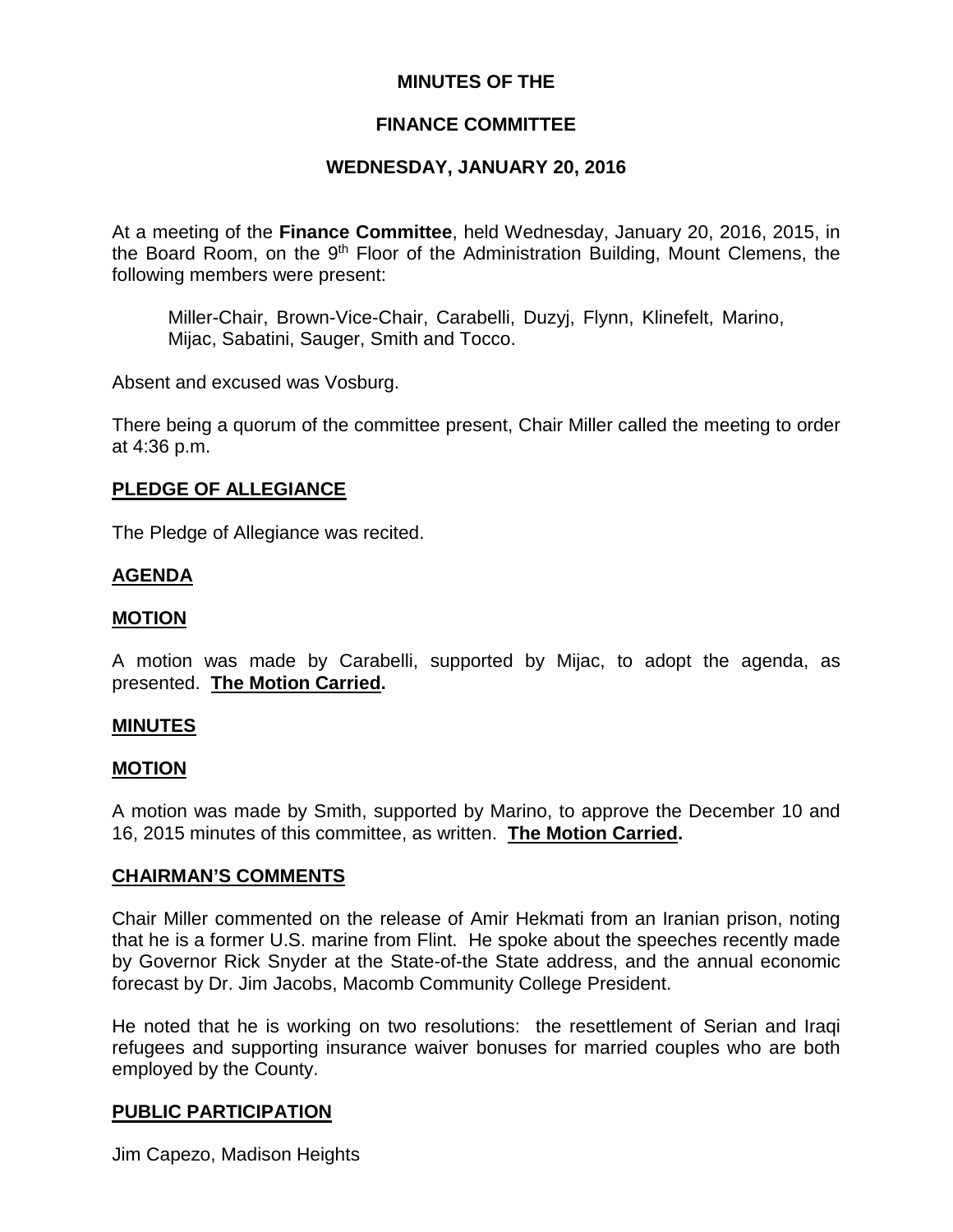# MINUTES OF THE

# FINANCE COMMITTEE

# WEDNESDAY, JANUARY 20, 2016

At a meeting of the **Finance Committee**, held Wednesday, January 20, 2016, 2015, in the Board Room, on the 9th Floor of the Administration Building, Mount Clemens, the following members were present:

> Miller-Chair, Brown-Vice-Chair, Carabelli, Duzyj, Flynn, Klinefelt, Marino, Mijac, Sabatini, Sauger, Smith and Tocco.

Absent and excused was Vosburg.

There being a quorum of the committee present, Chair Miller called the meeting to order at 4:36 p.m.

## PLEDGE OF ALLEGIANCE

The Pledge of Allegiance was recited.

## AGENDA

## MOTION

A motion was made by Carabelli, supported by Mijac, to adopt the agenda, as presented. **The Motion Carried.**

## MINUTES

## MOTION

A motion was made by Smith, supported by Marino, to approve the December 10 and 16, 2015 minutes of this committee, as written. **The Motion Carried.**

## CHAIRMAN'S COMMENTS

Chair Miller commented on the release of Amir Hekmati from an Iranian prison, noting that he is a former U.S. marine from Flint. He spoke about the speeches recently made by Governor Rick Snyder at the State-of-the State address, and the annual economic forecast by Dr. Jim Jacobs, Macomb Community College President.

He noted that he is working on two resolutions: the resettlement of Serian and Iraqi refugees and supporting insurance waiver bonuses for married couples who are both employed by the County.

## PUBLIC PARTICIPATION

Jim Capezo, Madison Heights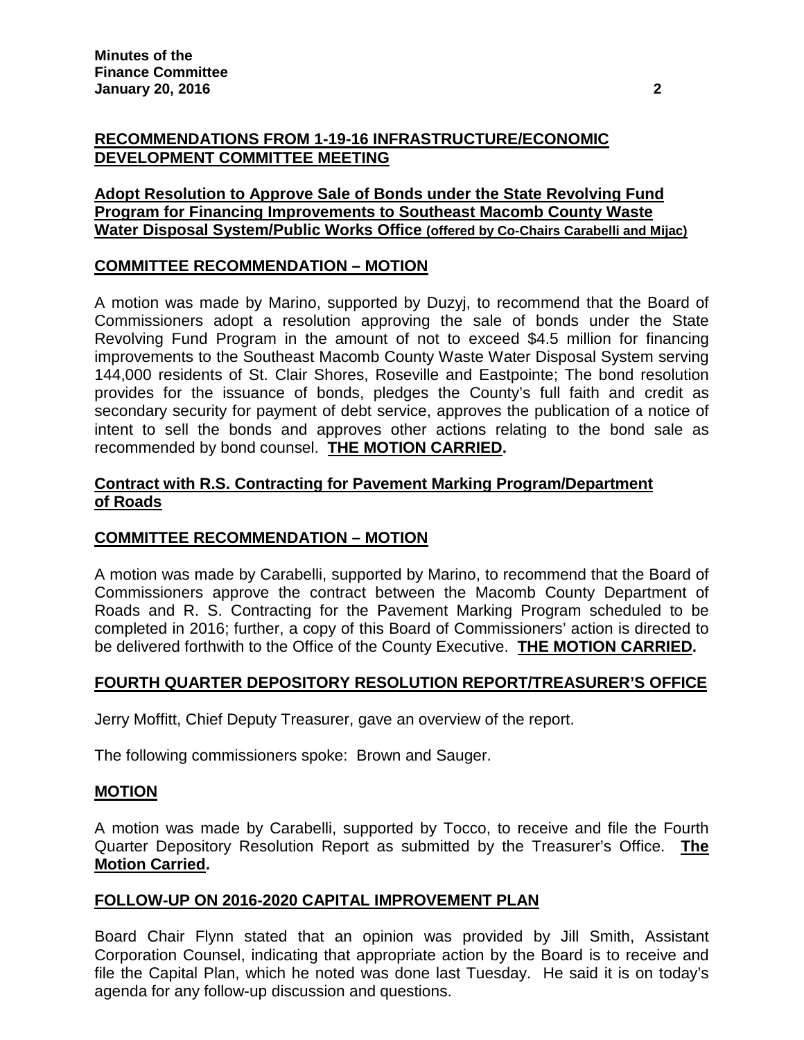## RECOMMENDATIONS FROM 1-19-16 INFRASTRUCTURE/ECONOMIC DEVELOPMENT COMMITTEE MEETING

### Adopt Resolution to Approve Sale of Bonds under the State Revolving Fund Program for Financing Improvements to Southeast Macomb County Waste Water Disposal System/Public Works Office (offered by Co-Chairs Carabelli and Mijac)

### COMMITTEE RECOMMENDATION – MOTION

A motion was made by Marino, supported by Duzyj, to recommend that the Board of Commissioners adopt a resolution approving the sale of bonds under the State Revolving Fund Program in the amount of not to exceed $4.5 million for financing improvements to the Southeast Macomb County Waste Water Disposal System serving 144,000 residents of St. Clair Shores, Roseville and Eastpointe; The bond resolution provides for the issuance of bonds, pledges the County's full faith and credit as secondary security for payment of debt service, approves the publication of a notice of intent to sell the bonds and approves other actions relating to the bond sale as recommended by bond counsel. **THE MOTION CARRIED.**

### Contract with R.S. Contracting for Pavement Marking Program/Department of Roads

### COMMITTEE RECOMMENDATION – MOTION

A motion was made by Carabelli, supported by Marino, to recommend that the Board of Commissioners approve the contract between the Macomb County Department of Roads and R. S. Contracting for the Pavement Marking Program scheduled to be completed in 2016; further, a copy of this Board of Commissioners' action is directed to be delivered forthwith to the Office of the County Executive. **THE MOTION CARRIED.**

## FOURTH QUARTER DEPOSITORY RESOLUTION REPORT/TREASURER'S OFFICE

Jerry Moffitt, Chief Deputy Treasurer, gave an overview of the report.

The following commissioners spoke: Brown and Sauger.

### MOTION

A motion was made by Carabelli, supported by Tocco, to receive and file the Fourth Quarter Depository Resolution Report as submitted by the Treasurer's Office. **The Motion Carried.**

## FOLLOW-UP ON 2016-2020 CAPITAL IMPROVEMENT PLAN

Board Chair Flynn stated that an opinion was provided by Jill Smith, Assistant Corporation Counsel, indicating that appropriate action by the Board is to receive and file the Capital Plan, which he noted was done last Tuesday. He said it is on today's agenda for any follow-up discussion and questions.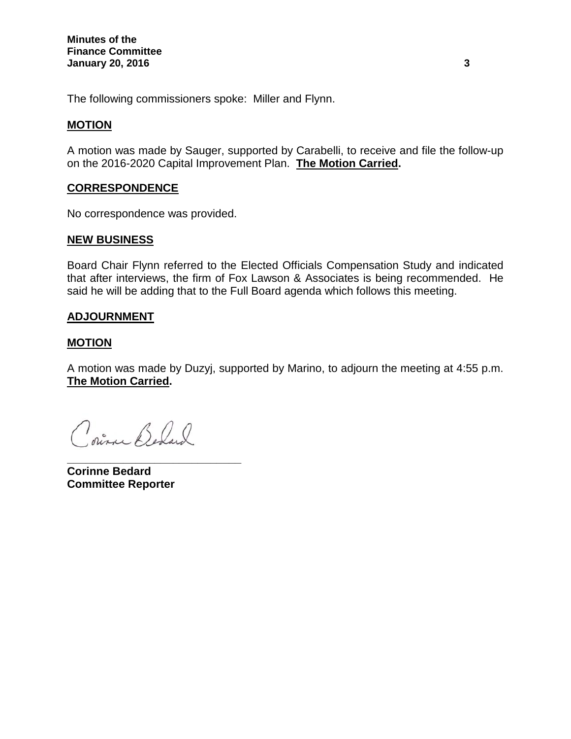The following commissioners spoke: Miller and Flynn.

**MOTION**

A motion was made by Sauger, supported by Carabelli, to receive and file the follow-up on the 2016-2020 Capital Improvement Plan. **The Motion Carried.**

**CORRESPONDENCE**

No correspondence was provided.

**NEW BUSINESS**

Board Chair Flynn referred to the Elected Officials Compensation Study and indicated that after interviews, the firm of Fox Lawson & Associates is being recommended. He said he will be adding that to the Full Board agenda which follows this meeting.

**ADJOURNMENT**

**MOTION**

A motion was made by Duzyj, supported by Marino, to adjourn the meeting at 4:55 p.m. **The Motion Carried.**

Corinne Bedard

______________________________

**Corinne Bedard**
**Committee Reporter**